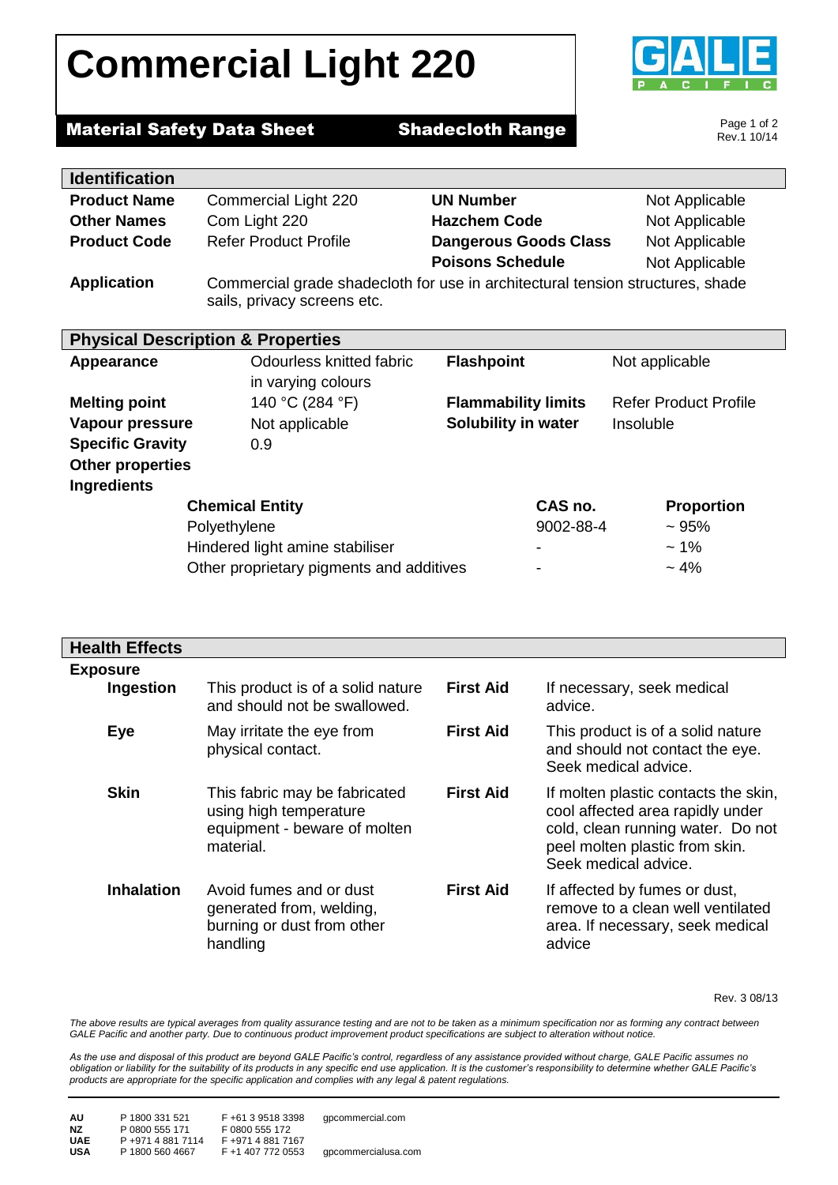# Commercial Light 220

**Material Safety Data Sheet** **Shadecloth Range**

## Identification

| | | | |
|---|---|---|---|
| **Product Name** | Commercial Light 220 | **UN Number** | Not Applicable |
| **Other Names** | Com Light 220 | **Hazchem Code** | Not Applicable |
| **Product Code** | Refer Product Profile | **Dangerous Goods Class** | Not Applicable |
| | | **Poisons Schedule** | Not Applicable |

**Application** Commercial grade shadecloth for use in architectural tension structures, shade sails, privacy screens etc.

## Physical Description & Properties

| | | | |
|---|---|---|---|
| **Appearance** | Odourless knitted fabric in varying colours | **Flashpoint** | Not applicable |
| **Melting point** | 140 °C (284 °F) | **Flammability limits** | Refer Product Profile |
| **Vapour pressure** | Not applicable | **Solubility in water** | Insoluble |
| **Specific Gravity** | 0.9 | | |
| **Other properties** | | | |

**Ingredients**

| Chemical Entity | CAS no. | Proportion |
|---|---|---|
| Polyethylene | 9002-88-4 | ~ 95% |
| Hindered light amine stabiliser | - | ~ 1% |
| Other proprietary pigments and additives | - | ~ 4% |

## Health Effects

**Exposure**

| | | | |
|---|---|---|---|
| **Ingestion** | This product is of a solid nature and should not be swallowed. | **First Aid** | If necessary, seek medical advice. |
| **Eye** | May irritate the eye from physical contact. | **First Aid** | This product is of a solid nature and should not contact the eye. Seek medical advice. |
| **Skin** | This fabric may be fabricated using high temperature equipment - beware of molten material. | **First Aid** | If molten plastic contacts the skin, cool affected area rapidly under cold, clean running water. Do not peel molten plastic from skin. Seek medical advice. |
| **Inhalation** | Avoid fumes and or dust generated from, welding, burning or dust from other handling | **First Aid** | If affected by fumes or dust, remove to a clean well ventilated area. If necessary, seek medical advice |

Rev. 3 08/13

*The above results are typical averages from quality assurance testing and are not to be taken as a minimum specification nor as forming any contract between GALE Pacific and another party. Due to continuous product improvement product specifications are subject to alteration without notice.*

*As the use and disposal of this product are beyond GALE Pacific's control, regardless of any assistance provided without charge, GALE Pacific assumes no obligation or liability for the suitability of its products in any specific end use application. It is the customer's responsibility to determine whether GALE Pacific's products are appropriate for the specific application and complies with any legal & patent regulations.*

| | | | |
|---|---|---|---|
| **AU** | P 1800 331 521 | F +61 3 9518 3398 | gpcommercial.com |
| **NZ** | P 0800 555 171 | F 0800 555 172 | |
| **UAE** | P +971 4 881 7114 | F +971 4 881 7167 | |
| **USA** | P 1800 560 4667 | F +1 407 772 0553 | gpcommercialusa.com |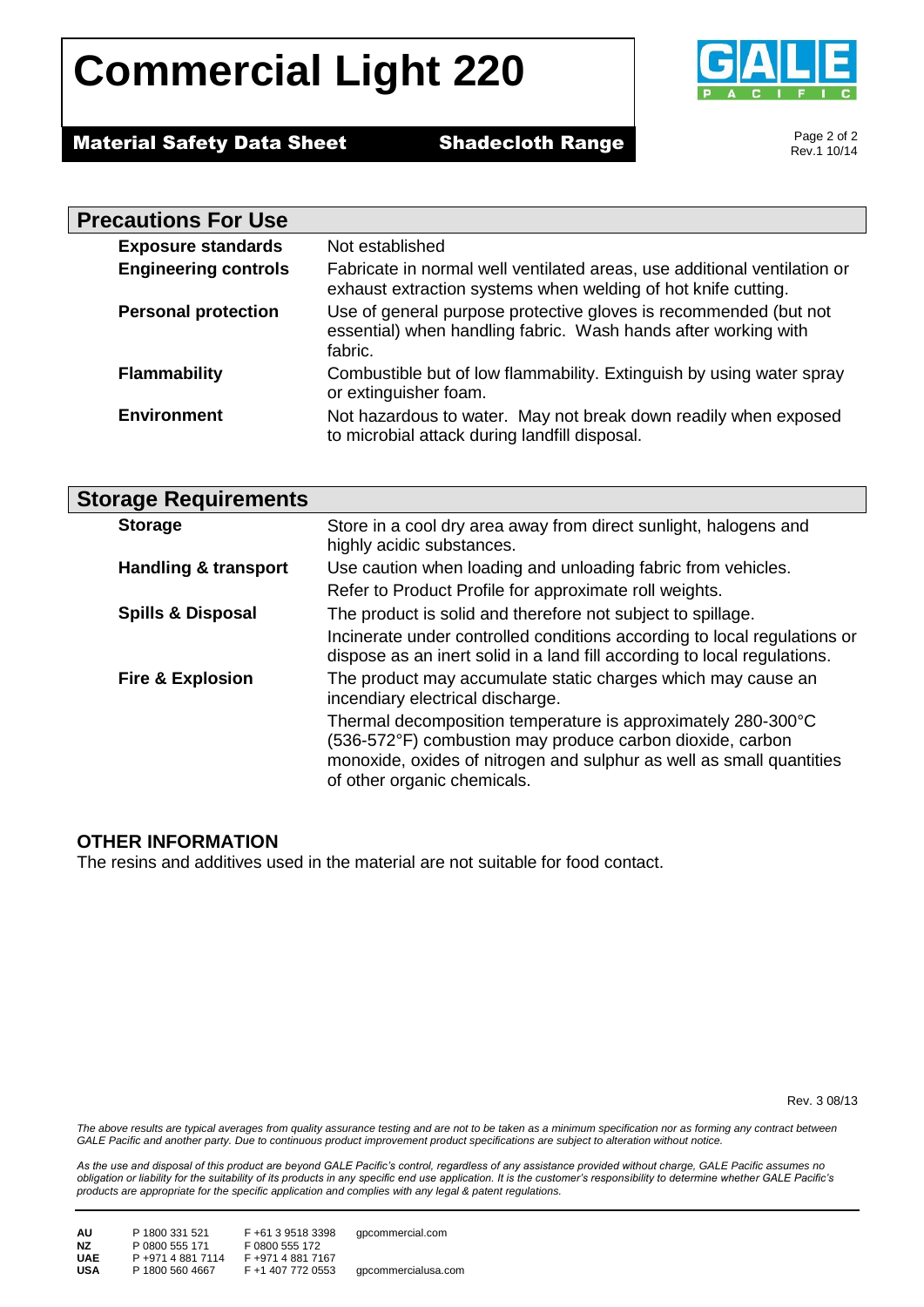# Commercial Light 220

**Material Safety Data Sheet** **Shadecloth Range**

Rev.1 10/14

## Precautions For Use

| | |
|---|---|
| **Exposure standards** | Not established |
| **Engineering controls** | Fabricate in normal well ventilated areas, use additional ventilation or exhaust extraction systems when welding of hot knife cutting. |
| **Personal protection** | Use of general purpose protective gloves is recommended (but not essential) when handling fabric. Wash hands after working with fabric. |
| **Flammability** | Combustible but of low flammability. Extinguish by using water spray or extinguisher foam. |
| **Environment** | Not hazardous to water. May not break down readily when exposed to microbial attack during landfill disposal. |

## Storage Requirements

| | |
|---|---|
| **Storage** | Store in a cool dry area away from direct sunlight, halogens and highly acidic substances. |
| **Handling & transport** | Use caution when loading and unloading fabric from vehicles. Refer to Product Profile for approximate roll weights. |
| **Spills & Disposal** | The product is solid and therefore not subject to spillage. Incinerate under controlled conditions according to local regulations or dispose as an inert solid in a land fill according to local regulations. |
| **Fire & Explosion** | The product may accumulate static charges which may cause an incendiary electrical discharge. Thermal decomposition temperature is approximately 280-300°C (536-572°F) combustion may produce carbon dioxide, carbon monoxide, oxides of nitrogen and sulphur as well as small quantities of other organic chemicals. |

### OTHER INFORMATION

The resins and additives used in the material are not suitable for food contact.

Rev. 3 08/13

*The above results are typical averages from quality assurance testing and are not to be taken as a minimum specification nor as forming any contract between GALE Pacific and another party. Due to continuous product improvement product specifications are subject to alteration without notice.*

*As the use and disposal of this product are beyond GALE Pacific's control, regardless of any assistance provided without charge, GALE Pacific assumes no obligation or liability for the suitability of its products in any specific end use application. It is the customer's responsibility to determine whether GALE Pacific's products are appropriate for the specific application and complies with any legal & patent regulations.*

| | | | |
|---|---|---|---|
| **AU** | P 1800 331 521 | F +61 3 9518 3398 | gpcommercial.com |
| **NZ** | P 0800 555 171 | F 0800 555 172 | |
| **UAE** | P +971 4 881 7114 | F +971 4 881 7167 | |
| **USA** | P 1800 560 4667 | F +1 407 772 0553 | gpcommercialusa.com |